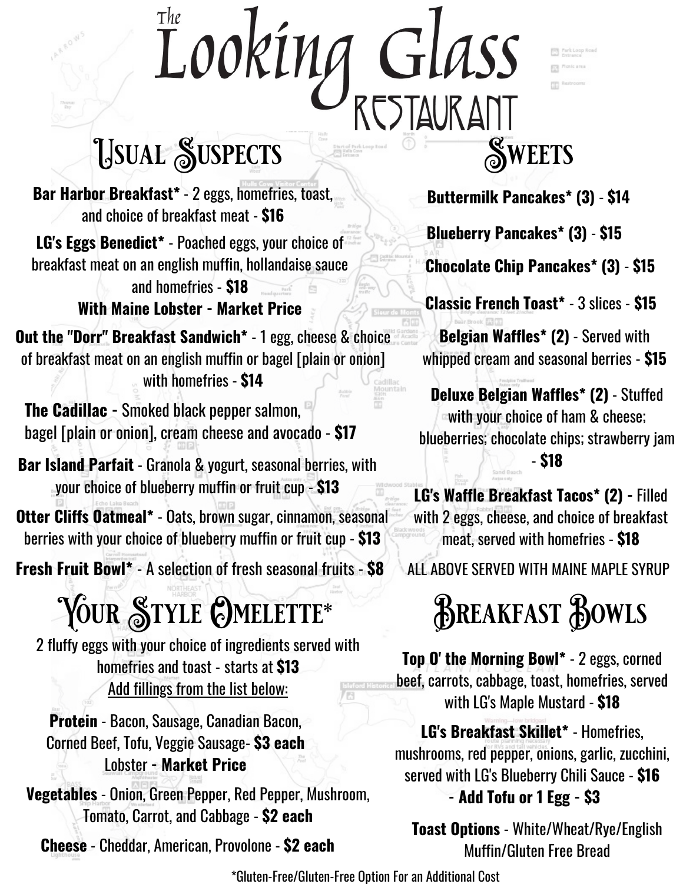# The Looking Glass Restaurant

## Usual Suspects

**Bar Harbor Breakfast*** - 2 eggs, homefries, toast, and choice of breakfast meat - **$16**

**LG's Eggs Benedict*** - Poached eggs, your choice of breakfast meat on an english muffin, hollandaise sauce and homefries - **$18**
**With Maine Lobster - Market Price**

**Out the "Dorr" Breakfast Sandwich*** - 1 egg, cheese & choice of breakfast meat on an english muffin or bagel [plain or onion] with homefries - **$14**

**The Cadillac** - Smoked black pepper salmon, bagel [plain or onion], cream cheese and avocado - **$17**

**Bar Island Parfait** - Granola & yogurt, seasonal berries, with your choice of blueberry muffin or fruit cup - **$13**

**Otter Cliffs Oatmeal*** - Oats, brown sugar, cinnamon, seasonal berries with your choice of blueberry muffin or fruit cup - **$13**

**Fresh Fruit Bowl*** - A selection of fresh seasonal fruits - **$8**

## Your Style Omelette*

2 fluffy eggs with your choice of ingredients served with homefries and toast - starts at **$13**
Add fillings from the list below:

**Protein** - Bacon, Sausage, Canadian Bacon, Corned Beef, Tofu, Veggie Sausage- **$3 each**
Lobster - **Market Price**

**Vegetables** - Onion, Green Pepper, Red Pepper, Mushroom, Tomato, Carrot, and Cabbage - **$2 each**

**Cheese** - Cheddar, American, Provolone - **$2 each**

## Sweets

**Buttermilk Pancakes* (3)** - **$14**

**Blueberry Pancakes* (3)** - **$15**

**Chocolate Chip Pancakes* (3)** - **$15**

**Classic French Toast*** - 3 slices - **$15**

**Belgian Waffles* (2)** - Served with whipped cream and seasonal berries - **$15**

**Deluxe Belgian Waffles* (2)** - Stuffed with your choice of ham & cheese; blueberries; chocolate chips; strawberry jam - **$18**

**LG's Waffle Breakfast Tacos* (2)** - Filled with 2 eggs, cheese, and choice of breakfast meat, served with homefries - **$18**

ALL ABOVE SERVED WITH MAINE MAPLE SYRUP

## Breakfast Bowls

**Top O' the Morning Bowl*** - 2 eggs, corned beef, carrots, cabbage, toast, homefries, served with LG's Maple Mustard - **$18**

**LG's Breakfast Skillet*** - Homefries, mushrooms, red pepper, onions, garlic, zucchini, served with LG's Blueberry Chili Sauce - **$16**
- **Add Tofu or 1 Egg - $3**

**Toast Options** - White/Wheat/Rye/English Muffin/Gluten Free Bread

*Gluten-Free/Gluten-Free Option For an Additional Cost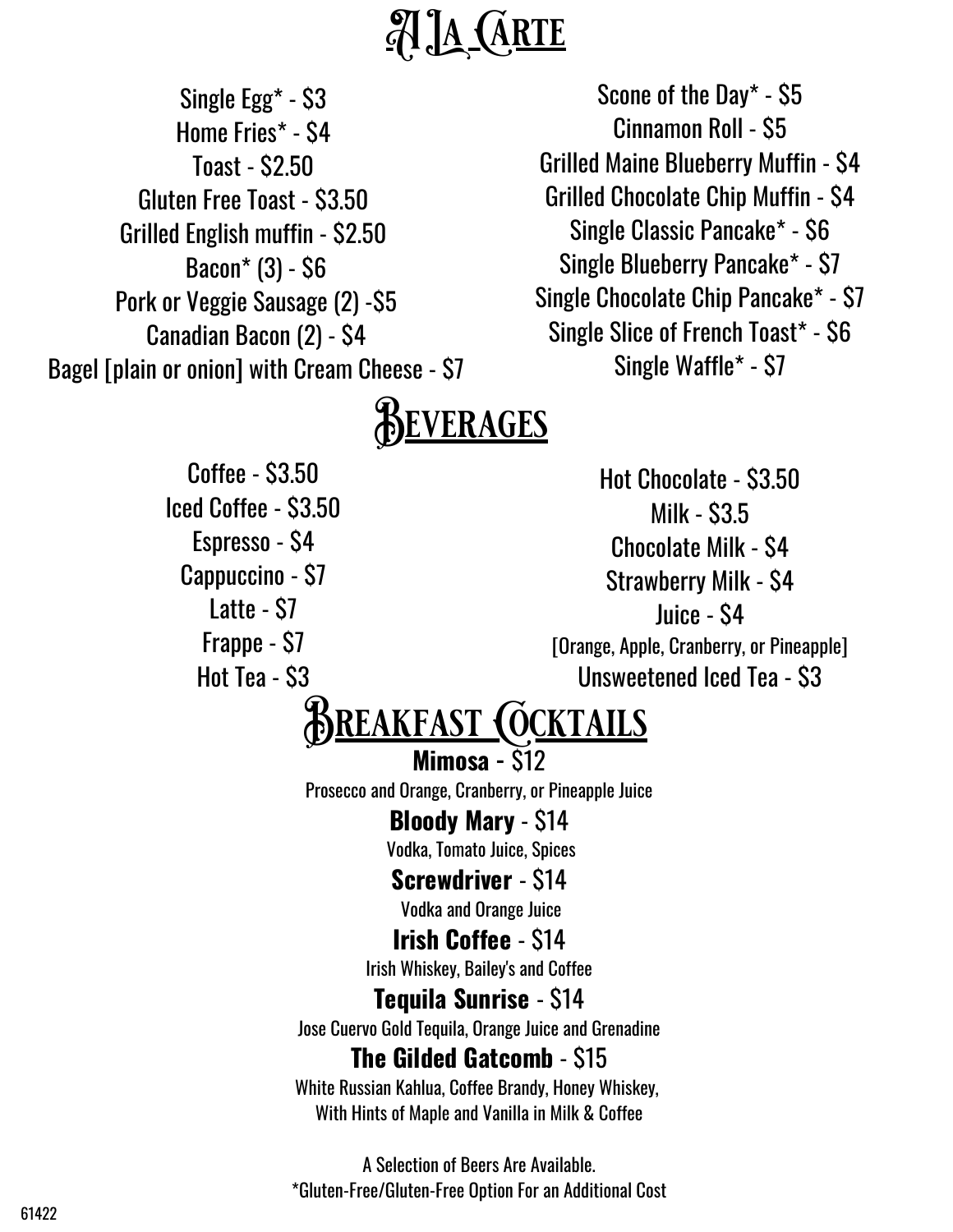# A La Carte

Single Egg* - $3
Home Fries* - $4
Toast - $2.50
Gluten Free Toast - $3.50
Grilled English muffin - $2.50
Bacon* (3) - $6
Pork or Veggie Sausage (2) -$5
Canadian Bacon (2) - $4
Bagel [plain or onion] with Cream Cheese - $7

Scone of the Day* - $5
Cinnamon Roll - $5
Grilled Maine Blueberry Muffin - $4
Grilled Chocolate Chip Muffin - $4
Single Classic Pancake* - $6
Single Blueberry Pancake* - $7
Single Chocolate Chip Pancake* - $7
Single Slice of French Toast* - $6
Single Waffle* - $7

# Beverages

Coffee - $3.50
Iced Coffee - $3.50
Espresso - $4
Cappuccino - $7
Latte - $7
Frappe - $7
Hot Tea - $3

Hot Chocolate - $3.50
Milk - $3.5
Chocolate Milk - $4
Strawberry Milk - $4
Juice - $4
[Orange, Apple, Cranberry, or Pineapple]
Unsweetened Iced Tea - $3

# Breakfast Cocktails

**Mimosa** - $12
Prosecco and Orange, Cranberry, or Pineapple Juice

**Bloody Mary** - $14
Vodka, Tomato Juice, Spices

**Screwdriver** - $14
Vodka and Orange Juice

**Irish Coffee** - $14
Irish Whiskey, Bailey's and Coffee

**Tequila Sunrise** - $14
Jose Cuervo Gold Tequila, Orange Juice and Grenadine

**The Gilded Gatcomb** - $15
White Russian Kahlua, Coffee Brandy, Honey Whiskey,
With Hints of Maple and Vanilla in Milk & Coffee

A Selection of Beers Are Available.
*Gluten-Free/Gluten-Free Option For an Additional Cost

61422